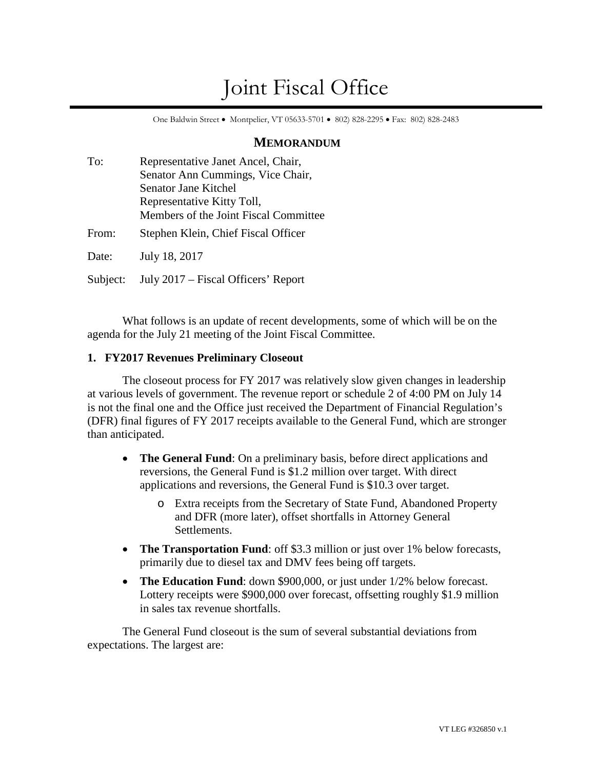# Joint Fiscal Office

One Baldwin Street • Montpelier, VT 05633-5701 • 802) 828-2295 • Fax: 802) 828-2483

## MEMORANDUM

To: Representative Janet Ancel, Chair,
Senator Ann Cummings, Vice Chair,
Senator Jane Kitchel
Representative Kitty Toll,
Members of the Joint Fiscal Committee

From: Stephen Klein, Chief Fiscal Officer

Date: July 18, 2017

Subject: July 2017 – Fiscal Officers' Report

What follows is an update of recent developments, some of which will be on the agenda for the July 21 meeting of the Joint Fiscal Committee.

### 1. FY2017 Revenues Preliminary Closeout

The closeout process for FY 2017 was relatively slow given changes in leadership at various levels of government. The revenue report or schedule 2 of 4:00 PM on July 14 is not the final one and the Office just received the Department of Financial Regulation's (DFR) final figures of FY 2017 receipts available to the General Fund, which are stronger than anticipated.

- **The General Fund**: On a preliminary basis, before direct applications and reversions, the General Fund is $1.2 million over target. With direct applications and reversions, the General Fund is $10.3 over target.
    - Extra receipts from the Secretary of State Fund, Abandoned Property and DFR (more later), offset shortfalls in Attorney General Settlements.
- **The Transportation Fund**: off $3.3 million or just over 1% below forecasts, primarily due to diesel tax and DMV fees being off targets.
- **The Education Fund**: down $900,000, or just under 1/2% below forecast. Lottery receipts were $900,000 over forecast, offsetting roughly $1.9 million in sales tax revenue shortfalls.

The General Fund closeout is the sum of several substantial deviations from expectations. The largest are:

VT LEG #326850 v.1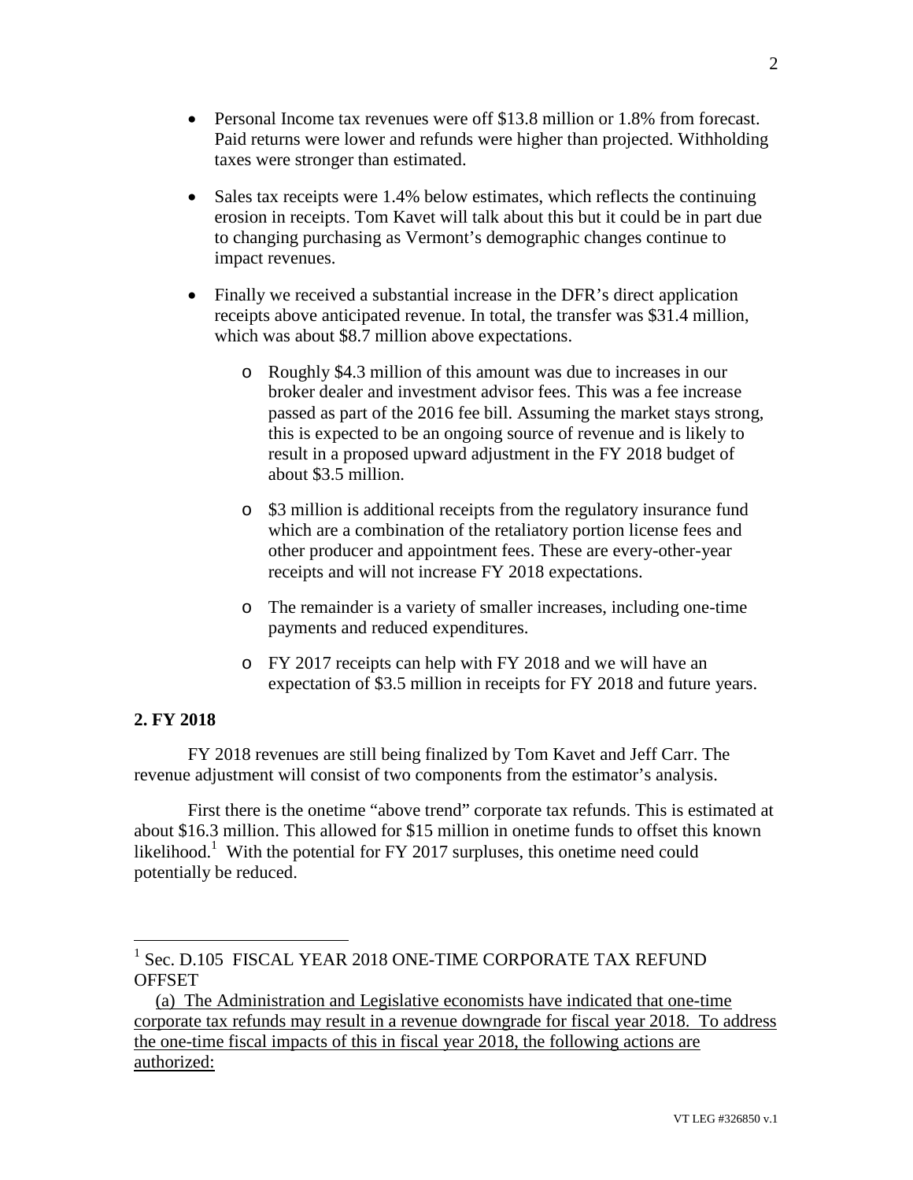- Personal Income tax revenues were off $13.8 million or 1.8% from forecast. Paid returns were lower and refunds were higher than projected. Withholding taxes were stronger than estimated.

- Sales tax receipts were 1.4% below estimates, which reflects the continuing erosion in receipts. Tom Kavet will talk about this but it could be in part due to changing purchasing as Vermont's demographic changes continue to impact revenues.

- Finally we received a substantial increase in the DFR's direct application receipts above anticipated revenue. In total, the transfer was $31.4 million, which was about $8.7 million above expectations.
  - Roughly $4.3 million of this amount was due to increases in our broker dealer and investment advisor fees. This was a fee increase passed as part of the 2016 fee bill. Assuming the market stays strong, this is expected to be an ongoing source of revenue and is likely to result in a proposed upward adjustment in the FY 2018 budget of about $3.5 million.
  - $3 million is additional receipts from the regulatory insurance fund which are a combination of the retaliatory portion license fees and other producer and appointment fees. These are every-other-year receipts and will not increase FY 2018 expectations.
  - The remainder is a variety of smaller increases, including one-time payments and reduced expenditures.
  - FY 2017 receipts can help with FY 2018 and we will have an expectation of $3.5 million in receipts for FY 2018 and future years.

**2. FY 2018**

FY 2018 revenues are still being finalized by Tom Kavet and Jeff Carr. The revenue adjustment will consist of two components from the estimator's analysis.

First there is the onetime "above trend" corporate tax refunds. This is estimated at about $16.3 million. This allowed for $15 million in onetime funds to offset this known likelihood.[1] With the potential for FY 2017 surpluses, this onetime need could potentially be reduced.

---

[1] Sec. D.105 FISCAL YEAR 2018 ONE-TIME CORPORATE TAX REFUND OFFSET

(a) The Administration and Legislative economists have indicated that one-time corporate tax refunds may result in a revenue downgrade for fiscal year 2018. To address the one-time fiscal impacts of this in fiscal year 2018, the following actions are authorized: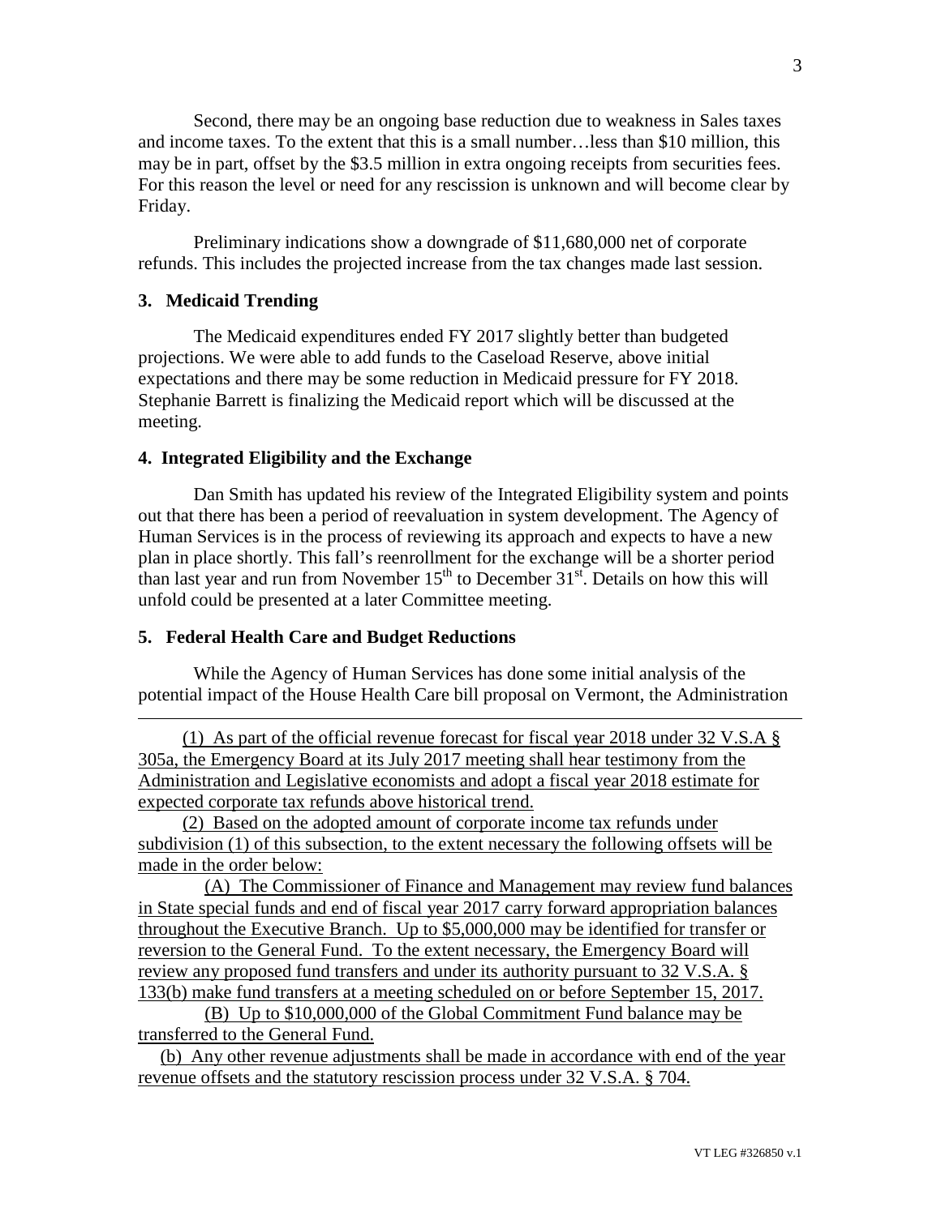Second, there may be an ongoing base reduction due to weakness in Sales taxes and income taxes. To the extent that this is a small number…less than \$10 million, this may be in part, offset by the \$3.5 million in extra ongoing receipts from securities fees. For this reason the level or need for any rescission is unknown and will become clear by Friday.

Preliminary indications show a downgrade of \$11,680,000 net of corporate refunds. This includes the projected increase from the tax changes made last session.

### 3. Medicaid Trending

The Medicaid expenditures ended FY 2017 slightly better than budgeted projections. We were able to add funds to the Caseload Reserve, above initial expectations and there may be some reduction in Medicaid pressure for FY 2018. Stephanie Barrett is finalizing the Medicaid report which will be discussed at the meeting.

### 4. Integrated Eligibility and the Exchange

Dan Smith has updated his review of the Integrated Eligibility system and points out that there has been a period of reevaluation in system development. The Agency of Human Services is in the process of reviewing its approach and expects to have a new plan in place shortly. This fall's reenrollment for the exchange will be a shorter period than last year and run from November 15th to December 31st. Details on how this will unfold could be presented at a later Committee meeting.

### 5. Federal Health Care and Budget Reductions

While the Agency of Human Services has done some initial analysis of the potential impact of the House Health Care bill proposal on Vermont, the Administration

---

(1) As part of the official revenue forecast for fiscal year 2018 under 32 V.S.A § 305a, the Emergency Board at its July 2017 meeting shall hear testimony from the Administration and Legislative economists and adopt a fiscal year 2018 estimate for expected corporate tax refunds above historical trend.

(2) Based on the adopted amount of corporate income tax refunds under subdivision (1) of this subsection, to the extent necessary the following offsets will be made in the order below:

(A) The Commissioner of Finance and Management may review fund balances in State special funds and end of fiscal year 2017 carry forward appropriation balances throughout the Executive Branch. Up to \$5,000,000 may be identified for transfer or reversion to the General Fund. To the extent necessary, the Emergency Board will review any proposed fund transfers and under its authority pursuant to 32 V.S.A. § 133(b) make fund transfers at a meeting scheduled on or before September 15, 2017.

(B) Up to \$10,000,000 of the Global Commitment Fund balance may be transferred to the General Fund.

(b) Any other revenue adjustments shall be made in accordance with end of the year revenue offsets and the statutory rescission process under 32 V.S.A. § 704.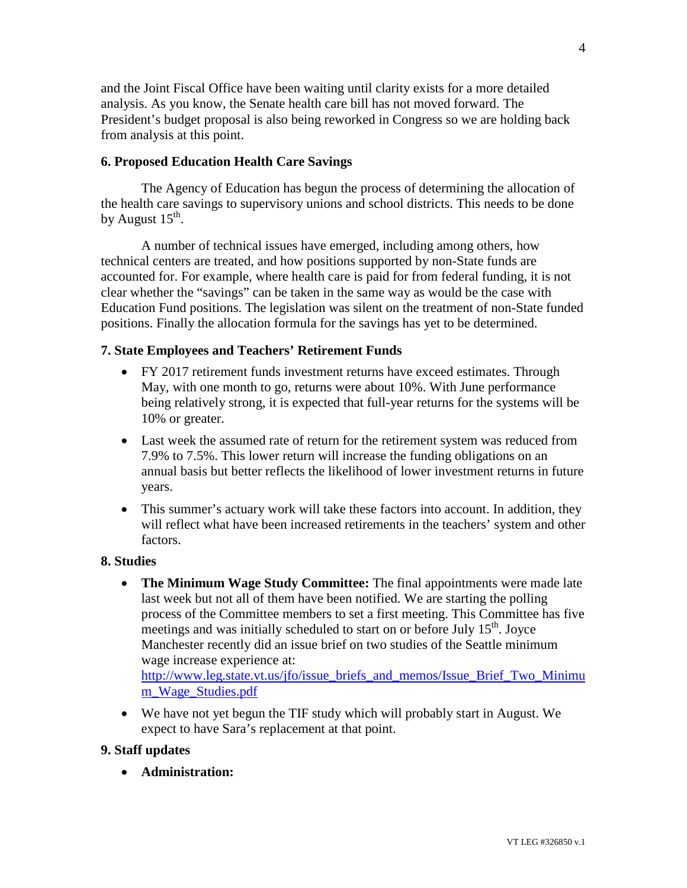and the Joint Fiscal Office have been waiting until clarity exists for a more detailed analysis. As you know, the Senate health care bill has not moved forward. The President's budget proposal is also being reworked in Congress so we are holding back from analysis at this point.

### 6. Proposed Education Health Care Savings

The Agency of Education has begun the process of determining the allocation of the health care savings to supervisory unions and school districts. This needs to be done by August 15th.

A number of technical issues have emerged, including among others, how technical centers are treated, and how positions supported by non-State funds are accounted for. For example, where health care is paid for from federal funding, it is not clear whether the "savings" can be taken in the same way as would be the case with Education Fund positions. The legislation was silent on the treatment of non-State funded positions. Finally the allocation formula for the savings has yet to be determined.

### 7. State Employees and Teachers' Retirement Funds

- FY 2017 retirement funds investment returns have exceed estimates. Through May, with one month to go, returns were about 10%. With June performance being relatively strong, it is expected that full-year returns for the systems will be 10% or greater.
- Last week the assumed rate of return for the retirement system was reduced from 7.9% to 7.5%. This lower return will increase the funding obligations on an annual basis but better reflects the likelihood of lower investment returns in future years.
- This summer's actuary work will take these factors into account. In addition, they will reflect what have been increased retirements in the teachers' system and other factors.

### 8. Studies

- **The Minimum Wage Study Committee:** The final appointments were made late last week but not all of them have been notified. We are starting the polling process of the Committee members to set a first meeting. This Committee has five meetings and was initially scheduled to start on or before July 15th. Joyce Manchester recently did an issue brief on two studies of the Seattle minimum wage increase experience at: http://www.leg.state.vt.us/jfo/issue_briefs_and_memos/Issue_Brief_Two_Minimum_Wage_Studies.pdf
- We have not yet begun the TIF study which will probably start in August. We expect to have Sara's replacement at that point.

### 9. Staff updates

- **Administration:**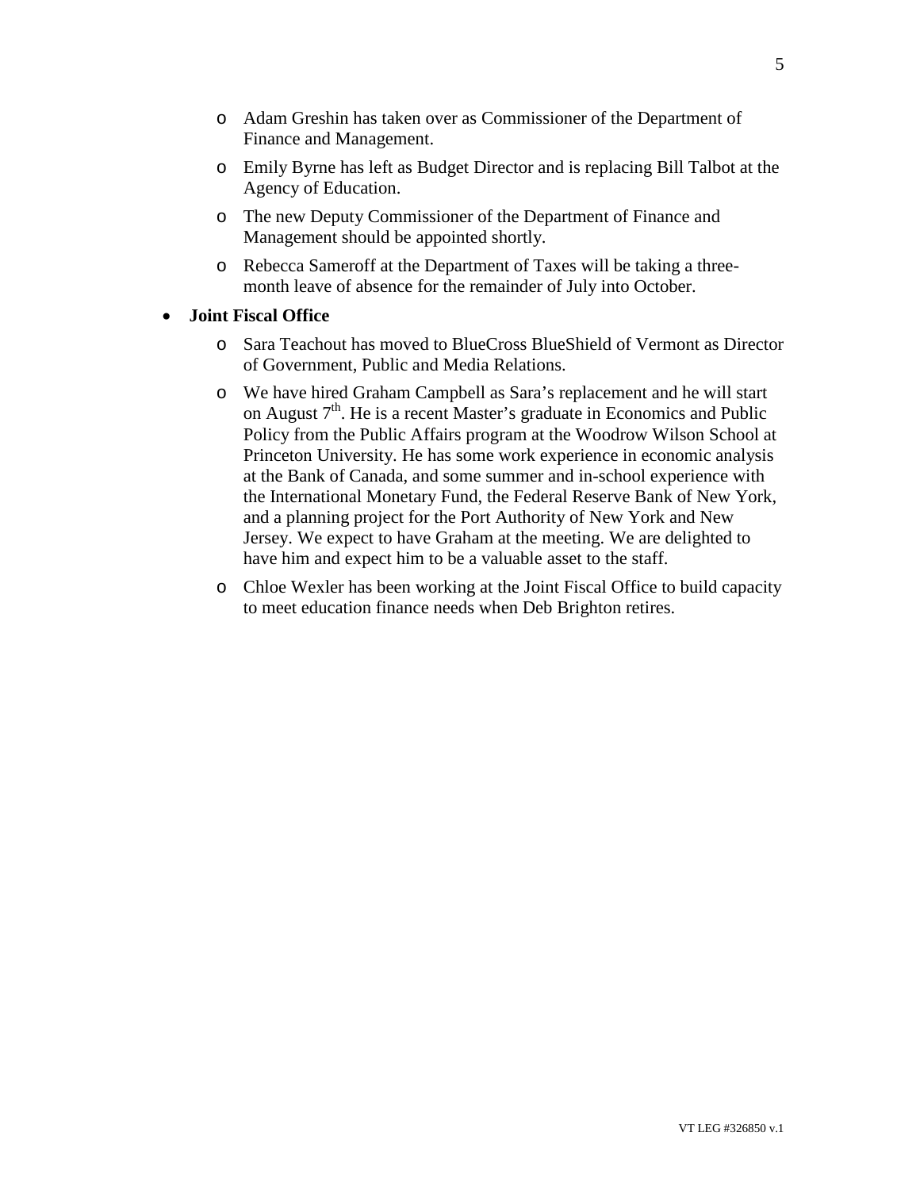- Adam Greshin has taken over as Commissioner of the Department of Finance and Management.
  - Emily Byrne has left as Budget Director and is replacing Bill Talbot at the Agency of Education.
  - The new Deputy Commissioner of the Department of Finance and Management should be appointed shortly.
  - Rebecca Sameroff at the Department of Taxes will be taking a three-month leave of absence for the remainder of July into October.

- **Joint Fiscal Office**
  - Sara Teachout has moved to BlueCross BlueShield of Vermont as Director of Government, Public and Media Relations.
  - We have hired Graham Campbell as Sara's replacement and he will start on August 7th. He is a recent Master's graduate in Economics and Public Policy from the Public Affairs program at the Woodrow Wilson School at Princeton University. He has some work experience in economic analysis at the Bank of Canada, and some summer and in-school experience with the International Monetary Fund, the Federal Reserve Bank of New York, and a planning project for the Port Authority of New York and New Jersey. We expect to have Graham at the meeting. We are delighted to have him and expect him to be a valuable asset to the staff.
  - Chloe Wexler has been working at the Joint Fiscal Office to build capacity to meet education finance needs when Deb Brighton retires.

VT LEG #326850 v.1